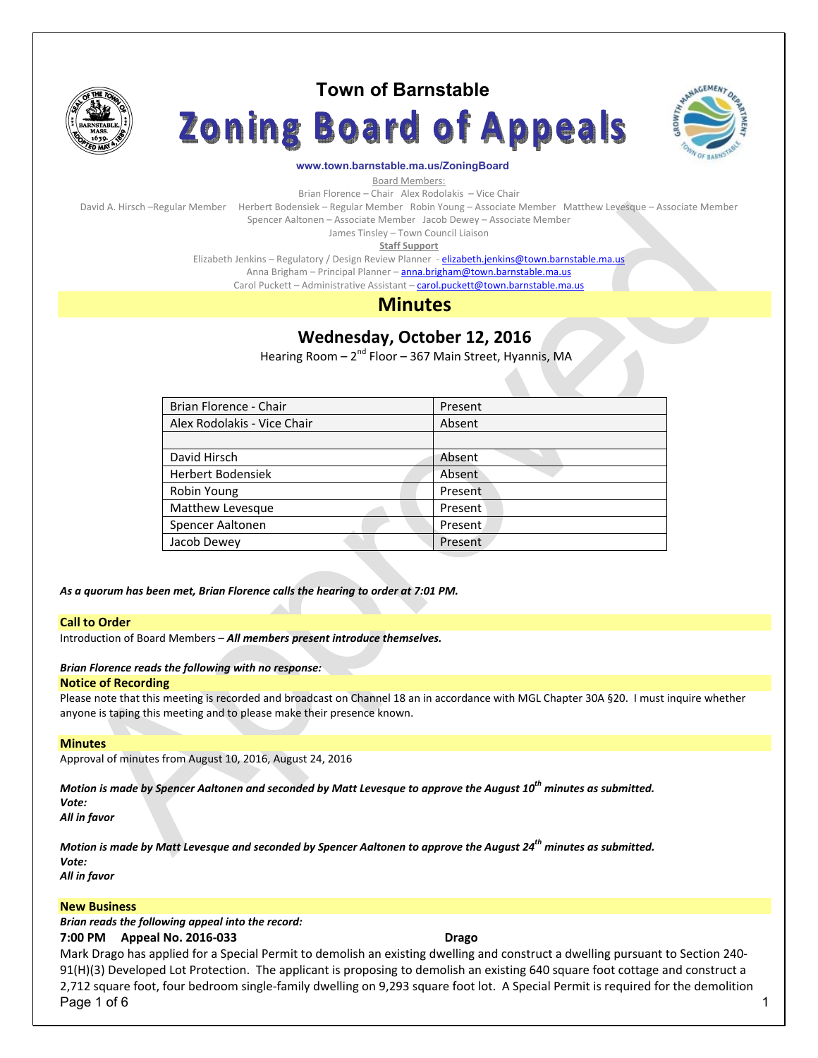# Town of Barnstable

# Zoning Board of Appeals

**www.town.barnstable.ma.us/ZoningBoard**

Board Members:

Brian Florence – Chair Alex Rodolakis – Vice Chair

David A. Hirsch –Regular Member Herbert Bodensiek – Regular Member Robin Young – Associate Member Matthew Levesque – Associate Member

Spencer Aaltonen – Associate Member Jacob Dewey – Associate Member

James Tinsley – Town Council Liaison

**Staff Support**

Elizabeth Jenkins – Regulatory / Design Review Planner - elizabeth.jenkins@town.barnstable.ma.us

Anna Brigham – Principal Planner – anna.brigham@town.barnstable.ma.us

Carol Puckett – Administrative Assistant – carol.puckett@town.barnstable.ma.us

## Minutes

### Wednesday, October 12, 2016

Hearing Room – 2nd Floor – 367 Main Street, Hyannis, MA

| | |
|---|---|
| Brian Florence - Chair | Present |
| Alex Rodolakis - Vice Chair | Absent |
| | |
| David Hirsch | Absent |
| Herbert Bodensiek | Absent |
| Robin Young | Present |
| Matthew Levesque | Present |
| Spencer Aaltonen | Present |
| Jacob Dewey | Present |

***As a quorum has been met, Brian Florence calls the hearing to order at 7:01 PM.***

**Call to Order**

Introduction of Board Members – ***All members present introduce themselves.***

***Brian Florence reads the following with no response:***

**Notice of Recording**

Please note that this meeting is recorded and broadcast on Channel 18 an in accordance with MGL Chapter 30A §20. I must inquire whether anyone is taping this meeting and to please make their presence known.

**Minutes**

Approval of minutes from August 10, 2016, August 24, 2016

***Motion is made by Spencer Aaltonen and seconded by Matt Levesque to approve the August 10th minutes as submitted.***
***Vote:***
***All in favor***

***Motion is made by Matt Levesque and seconded by Spencer Aaltonen to approve the August 24th minutes as submitted.***
***Vote:***
***All in favor***

**New Business**

***Brian reads the following appeal into the record:***

**7:00 PM Appeal No. 2016-033 Drago**

Mark Drago has applied for a Special Permit to demolish an existing dwelling and construct a dwelling pursuant to Section 240-91(H)(3) Developed Lot Protection. The applicant is proposing to demolish an existing 640 square foot cottage and construct a 2,712 square foot, four bedroom single-family dwelling on 9,293 square foot lot. A Special Permit is required for the demolition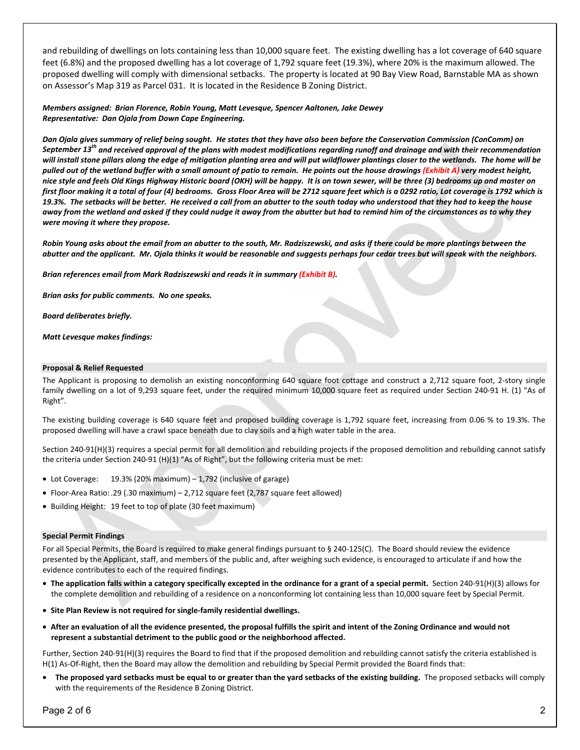and rebuilding of dwellings on lots containing less than 10,000 square feet. The existing dwelling has a lot coverage of 640 square feet (6.8%) and the proposed dwelling has a lot coverage of 1,792 square feet (19.3%), where 20% is the maximum allowed. The proposed dwelling will comply with dimensional setbacks. The property is located at 90 Bay View Road, Barnstable MA as shown on Assessor's Map 319 as Parcel 031. It is located in the Residence B Zoning District.

***Members assigned: Brian Florence, Robin Young, Matt Levesque, Spencer Aaltonen, Jake Dewey***
***Representative: Dan Ojala from Down Cape Engineering.***

***Dan Ojala gives summary of relief being sought. He states that they have also been before the Conservation Commission (ConComm) on September 13th and received approval of the plans with modest modifications regarding runoff and drainage and with their recommendation will install stone pillars along the edge of mitigation planting area and will put wildflower plantings closer to the wetlands. The home will be pulled out of the wetland buffer with a small amount of patio to remain. He points out the house drawings (Exhibit A) very modest height, nice style and feels Old Kings Highway Historic board (OKH) will be happy. It is on town sewer, will be three (3) bedrooms up and master on first floor making it a total of four (4) bedrooms. Gross Floor Area will be 2712 square feet which is a 0292 ratio, Lot coverage is 1792 which is 19.3%. The setbacks will be better. He received a call from an abutter to the south today who understood that they had to keep the house away from the wetland and asked if they could nudge it away from the abutter but had to remind him of the circumstances as to why they were moving it where they propose.***

***Robin Young asks about the email from an abutter to the south, Mr. Radziszewski, and asks if there could be more plantings between the abutter and the applicant. Mr. Ojala thinks it would be reasonable and suggests perhaps four cedar trees but will speak with the neighbors.***

***Brian references email from Mark Radziszewski and reads it in summary (Exhibit B).***

***Brian asks for public comments. No one speaks.***

***Board deliberates briefly.***

***Matt Levesque makes findings:***

**Proposal & Relief Requested**

The Applicant is proposing to demolish an existing nonconforming 640 square foot cottage and construct a 2,712 square foot, 2-story single family dwelling on a lot of 9,293 square feet, under the required minimum 10,000 square feet as required under Section 240-91 H. (1) "As of Right".

The existing building coverage is 640 square feet and proposed building coverage is 1,792 square feet, increasing from 0.06 % to 19.3%. The proposed dwelling will have a crawl space beneath due to clay soils and a high water table in the area.

Section 240-91(H)(3) requires a special permit for all demolition and rebuilding projects if the proposed demolition and rebuilding cannot satisfy the criteria under Section 240-91 (H)(1) "As of Right", but the following criteria must be met:

- Lot Coverage: 19.3% (20% maximum) – 1,792 (inclusive of garage)
- Floor-Area Ratio: .29 (.30 maximum) – 2,712 square feet (2,787 square feet allowed)
- Building Height: 19 feet to top of plate (30 feet maximum)

**Special Permit Findings**

For all Special Permits, the Board is required to make general findings pursuant to § 240-125(C). The Board should review the evidence presented by the Applicant, staff, and members of the public and, after weighing such evidence, is encouraged to articulate if and how the evidence contributes to each of the required findings.

- **The application falls within a category specifically excepted in the ordinance for a grant of a special permit.** Section 240-91(H)(3) allows for the complete demolition and rebuilding of a residence on a nonconforming lot containing less than 10,000 square feet by Special Permit.
- **Site Plan Review is not required for single-family residential dwellings.**
- **After an evaluation of all the evidence presented, the proposal fulfills the spirit and intent of the Zoning Ordinance and would not represent a substantial detriment to the public good or the neighborhood affected.**

Further, Section 240-91(H)(3) requires the Board to find that if the proposed demolition and rebuilding cannot satisfy the criteria established is H(1) As-Of-Right, then the Board may allow the demolition and rebuilding by Special Permit provided the Board finds that:

- **The proposed yard setbacks must be equal to or greater than the yard setbacks of the existing building.** The proposed setbacks will comply with the requirements of the Residence B Zoning District.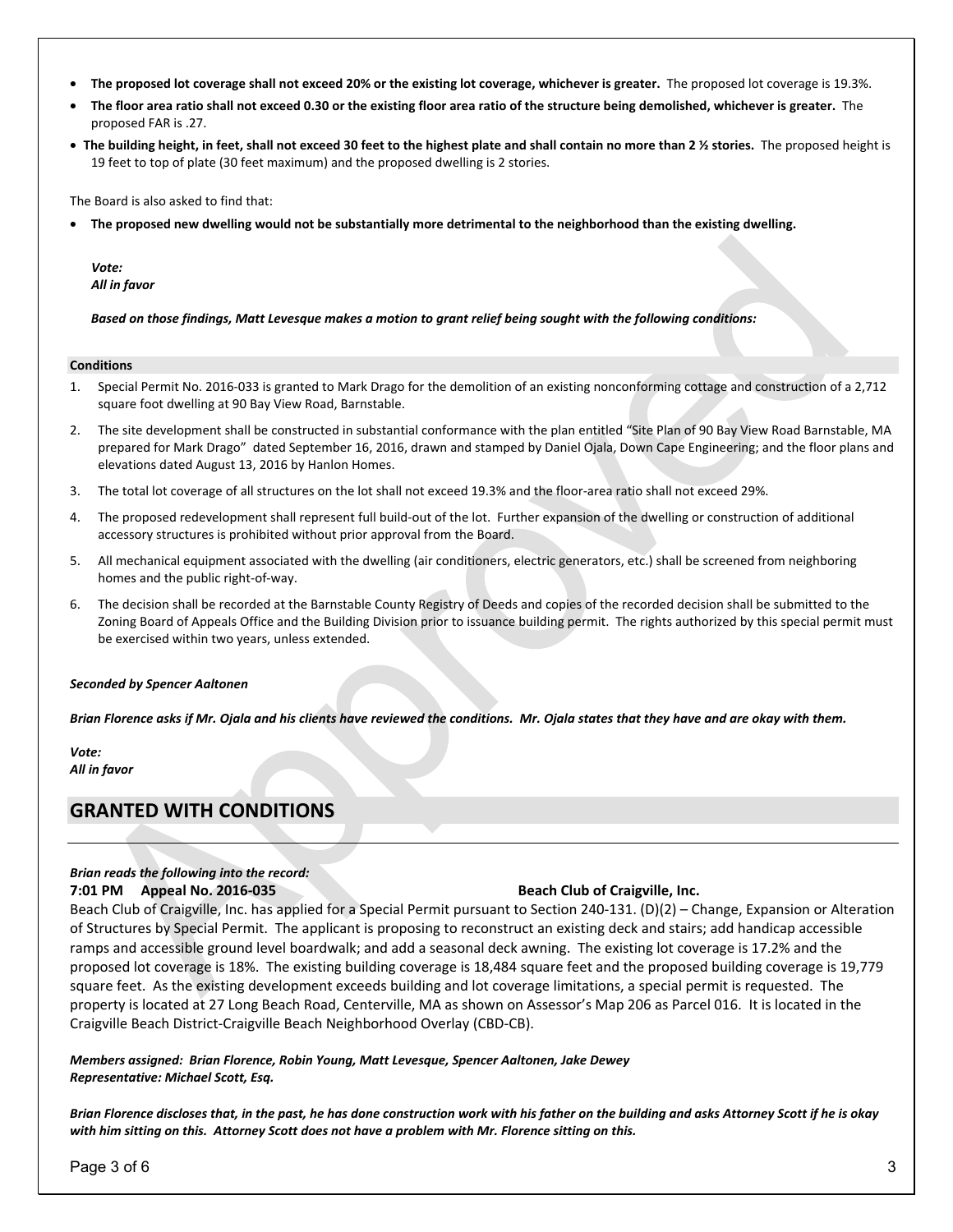- **The proposed lot coverage shall not exceed 20% or the existing lot coverage, whichever is greater.** The proposed lot coverage is 19.3%.
- **The floor area ratio shall not exceed 0.30 or the existing floor area ratio of the structure being demolished, whichever is greater.** The proposed FAR is .27.
- **The building height, in feet, shall not exceed 30 feet to the highest plate and shall contain no more than 2 ½ stories.** The proposed height is 19 feet to top of plate (30 feet maximum) and the proposed dwelling is 2 stories.

The Board is also asked to find that:

- **The proposed new dwelling would not be substantially more detrimental to the neighborhood than the existing dwelling.**

***Vote:***
***All in favor***

***Based on those findings, Matt Levesque makes a motion to grant relief being sought with the following conditions:***

**Conditions**

1. Special Permit No. 2016-033 is granted to Mark Drago for the demolition of an existing nonconforming cottage and construction of a 2,712 square foot dwelling at 90 Bay View Road, Barnstable.
2. The site development shall be constructed in substantial conformance with the plan entitled "Site Plan of 90 Bay View Road Barnstable, MA prepared for Mark Drago" dated September 16, 2016, drawn and stamped by Daniel Ojala, Down Cape Engineering; and the floor plans and elevations dated August 13, 2016 by Hanlon Homes.
3. The total lot coverage of all structures on the lot shall not exceed 19.3% and the floor-area ratio shall not exceed 29%.
4. The proposed redevelopment shall represent full build-out of the lot. Further expansion of the dwelling or construction of additional accessory structures is prohibited without prior approval from the Board.
5. All mechanical equipment associated with the dwelling (air conditioners, electric generators, etc.) shall be screened from neighboring homes and the public right-of-way.
6. The decision shall be recorded at the Barnstable County Registry of Deeds and copies of the recorded decision shall be submitted to the Zoning Board of Appeals Office and the Building Division prior to issuance building permit. The rights authorized by this special permit must be exercised within two years, unless extended.

***Seconded by Spencer Aaltonen***

***Brian Florence asks if Mr. Ojala and his clients have reviewed the conditions. Mr. Ojala states that they have and are okay with them.***

***Vote:***
***All in favor***

## GRANTED WITH CONDITIONS

***Brian reads the following into the record:***
**7:01 PM Appeal No. 2016-035 Beach Club of Craigville, Inc.**

Beach Club of Craigville, Inc. has applied for a Special Permit pursuant to Section 240-131. (D)(2) – Change, Expansion or Alteration of Structures by Special Permit. The applicant is proposing to reconstruct an existing deck and stairs; add handicap accessible ramps and accessible ground level boardwalk; and add a seasonal deck awning. The existing lot coverage is 17.2% and the proposed lot coverage is 18%. The existing building coverage is 18,484 square feet and the proposed building coverage is 19,779 square feet. As the existing development exceeds building and lot coverage limitations, a special permit is requested. The property is located at 27 Long Beach Road, Centerville, MA as shown on Assessor's Map 206 as Parcel 016. It is located in the Craigville Beach District-Craigville Beach Neighborhood Overlay (CBD-CB).

***Members assigned: Brian Florence, Robin Young, Matt Levesque, Spencer Aaltonen, Jake Dewey***
***Representative: Michael Scott, Esq.***

***Brian Florence discloses that, in the past, he has done construction work with his father on the building and asks Attorney Scott if he is okay with him sitting on this. Attorney Scott does not have a problem with Mr. Florence sitting on this.***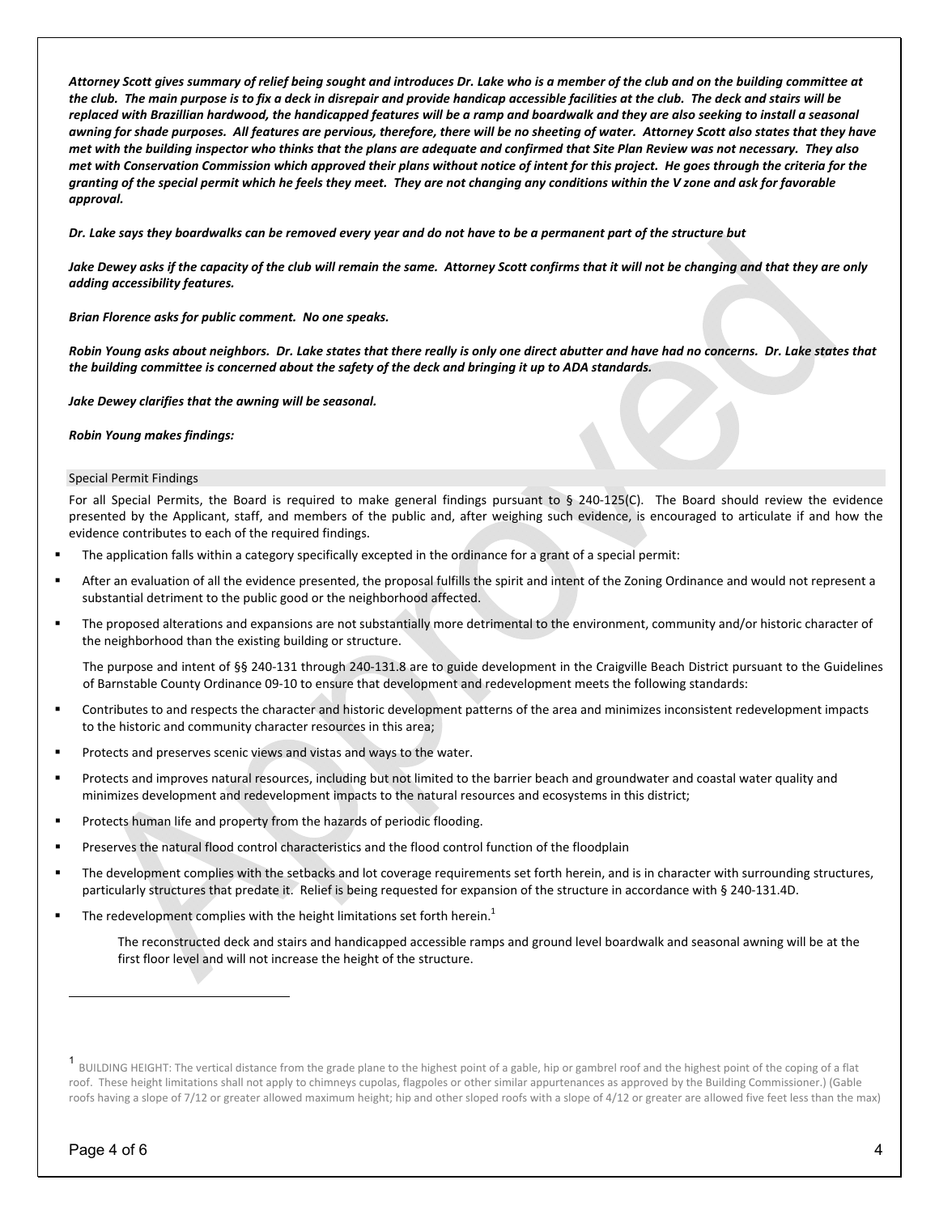***Attorney Scott gives summary of relief being sought and introduces Dr. Lake who is a member of the club and on the building committee at the club. The main purpose is to fix a deck in disrepair and provide handicap accessible facilities at the club. The deck and stairs will be replaced with Brazillian hardwood, the handicapped features will be a ramp and boardwalk and they are also seeking to install a seasonal awning for shade purposes. All features are pervious, therefore, there will be no sheeting of water. Attorney Scott also states that they have met with the building inspector who thinks that the plans are adequate and confirmed that Site Plan Review was not necessary. They also met with Conservation Commission which approved their plans without notice of intent for this project. He goes through the criteria for the granting of the special permit which he feels they meet. They are not changing any conditions within the V zone and ask for favorable approval.***

***Dr. Lake says they boardwalks can be removed every year and do not have to be a permanent part of the structure but***

***Jake Dewey asks if the capacity of the club will remain the same. Attorney Scott confirms that it will not be changing and that they are only adding accessibility features.***

***Brian Florence asks for public comment. No one speaks.***

***Robin Young asks about neighbors. Dr. Lake states that there really is only one direct abutter and have had no concerns. Dr. Lake states that the building committee is concerned about the safety of the deck and bringing it up to ADA standards.***

***Jake Dewey clarifies that the awning will be seasonal.***

***Robin Young makes findings:***

### Special Permit Findings

For all Special Permits, the Board is required to make general findings pursuant to § 240-125(C). The Board should review the evidence presented by the Applicant, staff, and members of the public and, after weighing such evidence, is encouraged to articulate if and how the evidence contributes to each of the required findings.

- The application falls within a category specifically excepted in the ordinance for a grant of a special permit:
- After an evaluation of all the evidence presented, the proposal fulfills the spirit and intent of the Zoning Ordinance and would not represent a substantial detriment to the public good or the neighborhood affected.
- The proposed alterations and expansions are not substantially more detrimental to the environment, community and/or historic character of the neighborhood than the existing building or structure.

The purpose and intent of §§ 240-131 through 240-131.8 are to guide development in the Craigville Beach District pursuant to the Guidelines of Barnstable County Ordinance 09-10 to ensure that development and redevelopment meets the following standards:

- Contributes to and respects the character and historic development patterns of the area and minimizes inconsistent redevelopment impacts to the historic and community character resources in this area;
- Protects and preserves scenic views and vistas and ways to the water.
- Protects and improves natural resources, including but not limited to the barrier beach and groundwater and coastal water quality and minimizes development and redevelopment impacts to the natural resources and ecosystems in this district;
- Protects human life and property from the hazards of periodic flooding.
- Preserves the natural flood control characteristics and the flood control function of the floodplain
- The development complies with the setbacks and lot coverage requirements set forth herein, and is in character with surrounding structures, particularly structures that predate it. Relief is being requested for expansion of the structure in accordance with § 240-131.4D.
- The redevelopment complies with the height limitations set forth herein.[1]

    The reconstructed deck and stairs and handicapped accessible ramps and ground level boardwalk and seasonal awning will be at the first floor level and will not increase the height of the structure.

---

[1] BUILDING HEIGHT: The vertical distance from the grade plane to the highest point of a gable, hip or gambrel roof and the highest point of the coping of a flat roof. These height limitations shall not apply to chimneys cupolas, flagpoles or other similar appurtenances as approved by the Building Commissioner.) (Gable roofs having a slope of 7/12 or greater allowed maximum height; hip and other sloped roofs with a slope of 4/12 or greater are allowed five feet less than the max)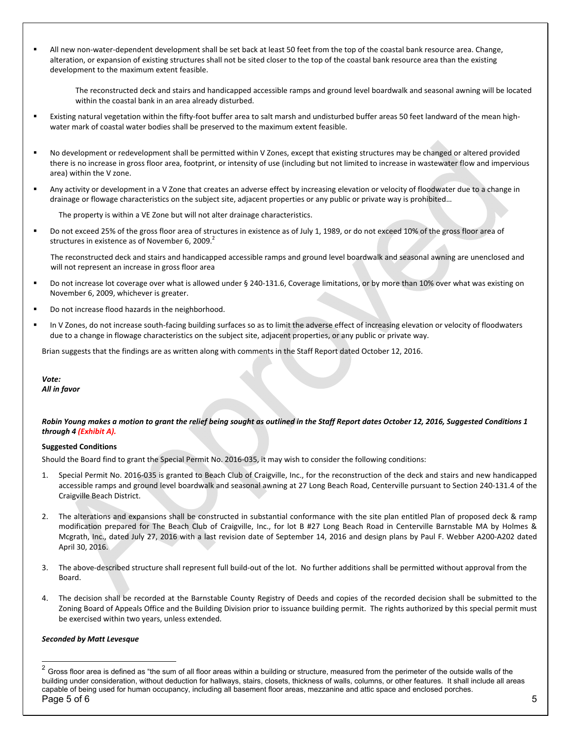- All new non-water-dependent development shall be set back at least 50 feet from the top of the coastal bank resource area. Change, alteration, or expansion of existing structures shall not be sited closer to the top of the coastal bank resource area than the existing development to the maximum extent feasible.

    The reconstructed deck and stairs and handicapped accessible ramps and ground level boardwalk and seasonal awning will be located within the coastal bank in an area already disturbed.

- Existing natural vegetation within the fifty-foot buffer area to salt marsh and undisturbed buffer areas 50 feet landward of the mean high-water mark of coastal water bodies shall be preserved to the maximum extent feasible.

- No development or redevelopment shall be permitted within V Zones, except that existing structures may be changed or altered provided there is no increase in gross floor area, footprint, or intensity of use (including but not limited to increase in wastewater flow and impervious area) within the V zone.

- Any activity or development in a V Zone that creates an adverse effect by increasing elevation or velocity of floodwater due to a change in drainage or flowage characteristics on the subject site, adjacent properties or any public or private way is prohibited…

    The property is within a VE Zone but will not alter drainage characteristics.

- Do not exceed 25% of the gross floor area of structures in existence as of July 1, 1989, or do not exceed 10% of the gross floor area of structures in existence as of November 6, 2009.[2]

    The reconstructed deck and stairs and handicapped accessible ramps and ground level boardwalk and seasonal awning are unenclosed and will not represent an increase in gross floor area

- Do not increase lot coverage over what is allowed under § 240-131.6, Coverage limitations, or by more than 10% over what was existing on November 6, 2009, whichever is greater.

- Do not increase flood hazards in the neighborhood.

- In V Zones, do not increase south-facing building surfaces so as to limit the adverse effect of increasing elevation or velocity of floodwaters due to a change in flowage characteristics on the subject site, adjacent properties, or any public or private way.

Brian suggests that the findings are as written along with comments in the Staff Report dated October 12, 2016.

***Vote:***
***All in favor***

***Robin Young makes a motion to grant the relief being sought as outlined in the Staff Report dates October 12, 2016, Suggested Conditions 1 through 4 (Exhibit A).***

**Suggested Conditions**

Should the Board find to grant the Special Permit No. 2016-035, it may wish to consider the following conditions:

1. Special Permit No. 2016-035 is granted to Beach Club of Craigville, Inc., for the reconstruction of the deck and stairs and new handicapped accessible ramps and ground level boardwalk and seasonal awning at 27 Long Beach Road, Centerville pursuant to Section 240-131.4 of the Craigville Beach District.

2. The alterations and expansions shall be constructed in substantial conformance with the site plan entitled Plan of proposed deck & ramp modification prepared for The Beach Club of Craigville, Inc., for lot B #27 Long Beach Road in Centerville Barnstable MA by Holmes & Mcgrath, Inc., dated July 27, 2016 with a last revision date of September 14, 2016 and design plans by Paul F. Webber A200-A202 dated April 30, 2016.

3. The above-described structure shall represent full build-out of the lot. No further additions shall be permitted without approval from the Board.

4. The decision shall be recorded at the Barnstable County Registry of Deeds and copies of the recorded decision shall be submitted to the Zoning Board of Appeals Office and the Building Division prior to issuance building permit. The rights authorized by this special permit must be exercised within two years, unless extended.

***Seconded by Matt Levesque***

[2] Gross floor area is defined as "the sum of all floor areas within a building or structure, measured from the perimeter of the outside walls of the building under consideration, without deduction for hallways, stairs, closets, thickness of walls, columns, or other features. It shall include all areas capable of being used for human occupancy, including all basement floor areas, mezzanine and attic space and enclosed porches.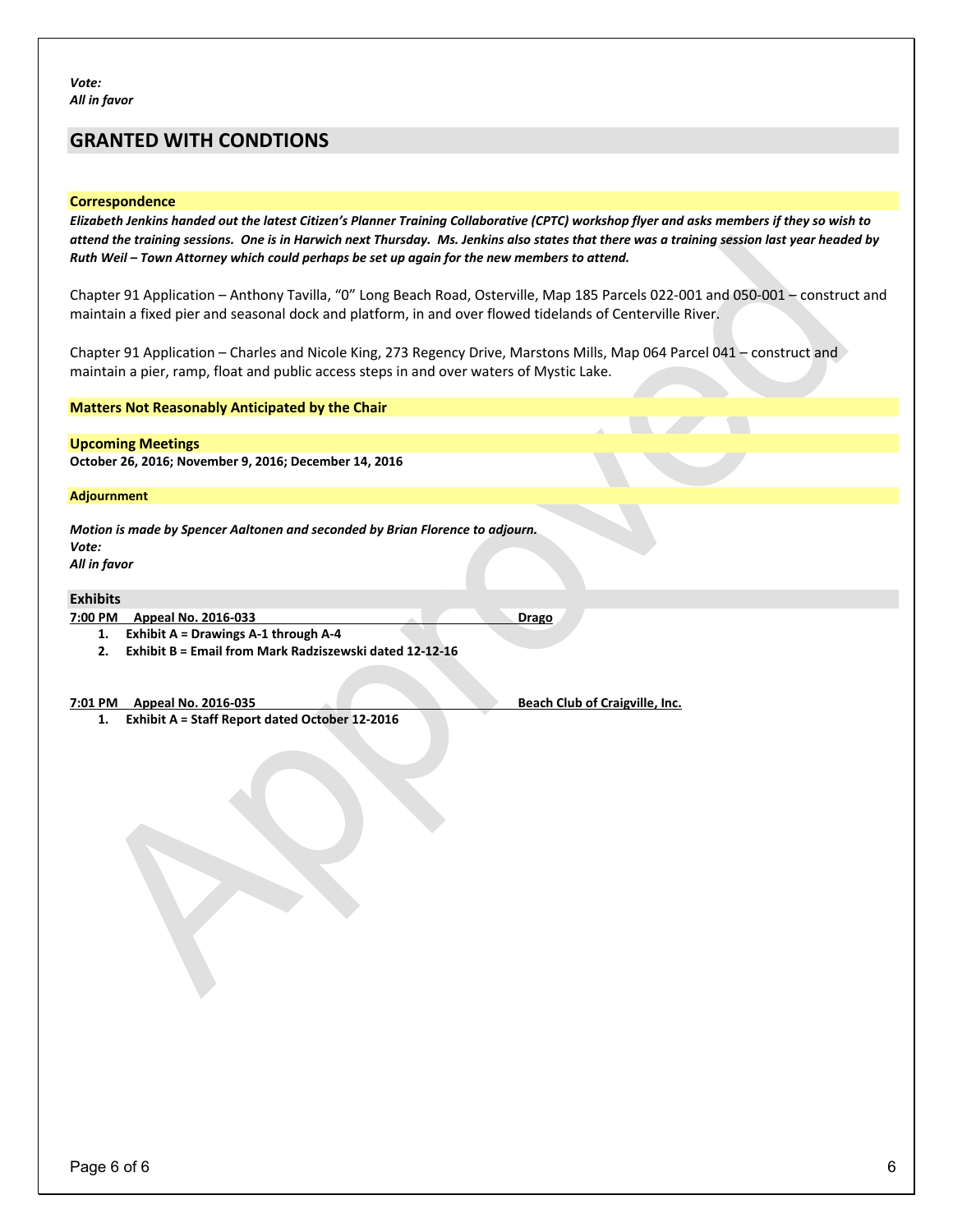*Vote:*
*All in favor*

## GRANTED WITH CONDTIONS

**Correspondence**

***Elizabeth Jenkins handed out the latest Citizen's Planner Training Collaborative (CPTC) workshop flyer and asks members if they so wish to attend the training sessions. One is in Harwich next Thursday. Ms. Jenkins also states that there was a training session last year headed by Ruth Weil – Town Attorney which could perhaps be set up again for the new members to attend.***

Chapter 91 Application – Anthony Tavilla, "0" Long Beach Road, Osterville, Map 185 Parcels 022-001 and 050-001 – construct and maintain a fixed pier and seasonal dock and platform, in and over flowed tidelands of Centerville River.

Chapter 91 Application – Charles and Nicole King, 273 Regency Drive, Marstons Mills, Map 064 Parcel 041 – construct and maintain a pier, ramp, float and public access steps in and over waters of Mystic Lake.

**Matters Not Reasonably Anticipated by the Chair**

**Upcoming Meetings**

**October 26, 2016; November 9, 2016; December 14, 2016**

**Adjournment**

***Motion is made by Spencer Aaltonen and seconded by Brian Florence to adjourn.***
*Vote:*
*All in favor*

## Exhibits

**7:00 PM Appeal No. 2016-033 Drago**

1. **Exhibit A = Drawings A-1 through A-4**
2. **Exhibit B = Email from Mark Radziszewski dated 12-12-16**

**7:01 PM Appeal No. 2016-035 Beach Club of Craigville, Inc.**

1. **Exhibit A = Staff Report dated October 12-2016**